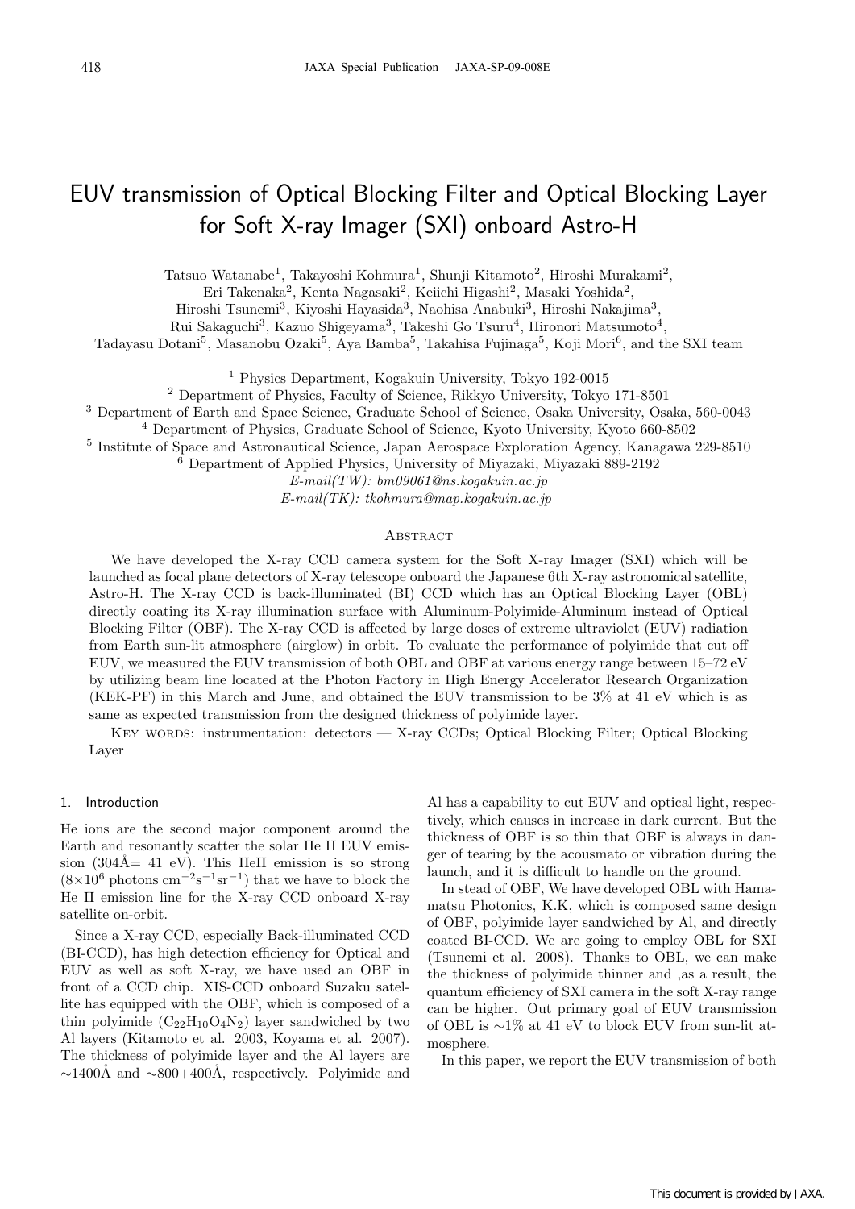# EUV transmission of Optical Blocking Filter and Optical Blocking Layer for Soft X-ray Imager (SXI) onboard Astro-H

Tatsuo Watanabe[1], Takayoshi Kohmura[1], Shunji Kitamoto[2], Hiroshi Murakami[2], Eri Takenaka[2], Kenta Nagasaki[2], Keiichi Higashi[2], Masaki Yoshida[2], Hiroshi Tsunemi[3], Kiyoshi Hayasida[3], Naohisa Anabuki[3], Hiroshi Nakajima[3], Rui Sakaguchi[3], Kazuo Shigeyama[3], Takeshi Go Tsuru[4], Hironori Matsumoto[4], Tadayasu Dotani[5], Masanobu Ozaki[5], Aya Bamba[5], Takahisa Fujinaga[5], Koji Mori[6], and the SXI team

[1] Physics Department, Kogakuin University, Tokyo 192-0015
[2] Department of Physics, Faculty of Science, Rikkyo University, Tokyo 171-8501
[3] Department of Earth and Space Science, Graduate School of Science, Osaka University, Osaka, 560-0043
[4] Department of Physics, Graduate School of Science, Kyoto University, Kyoto 660-8502
[5] Institute of Space and Astronautical Science, Japan Aerospace Exploration Agency, Kanagawa 229-8510
[6] Department of Applied Physics, University of Miyazaki, Miyazaki 889-2192

*E-mail(TW): bm09061@ns.kogakuin.ac.jp*
*E-mail(TK): tkohmura@map.kogakuin.ac.jp*

## Abstract

We have developed the X-ray CCD camera system for the Soft X-ray Imager (SXI) which will be launched as focal plane detectors of X-ray telescope onboard the Japanese 6th X-ray astronomical satellite, Astro-H. The X-ray CCD is back-illuminated (BI) CCD which has an Optical Blocking Layer (OBL) directly coating its X-ray illumination surface with Aluminum-Polyimide-Aluminum instead of Optical Blocking Filter (OBF). The X-ray CCD is affected by large doses of extreme ultraviolet (EUV) radiation from Earth sun-lit atmosphere (airglow) in orbit. To evaluate the performance of polyimide that cut off EUV, we measured the EUV transmission of both OBL and OBF at various energy range between 15–72 eV by utilizing beam line located at the Photon Factory in High Energy Accelerator Research Organization (KEK-PF) in this March and June, and obtained the EUV transmission to be 3% at 41 eV which is as same as expected transmission from the designed thickness of polyimide layer.

Key words: instrumentation: detectors — X-ray CCDs; Optical Blocking Filter; Optical Blocking Layer

## 1. Introduction

He ions are the second major component around the Earth and resonantly scatter the solar He II EUV emission (304Å= 41 eV). This HeII emission is so strong ($8\times10^{6}$ photons $\mathrm{cm^{-2}s^{-1}sr^{-1}}$) that we have to block the He II emission line for the X-ray CCD onboard X-ray satellite on-orbit.

Since a X-ray CCD, especially Back-illuminated CCD (BI-CCD), has high detection efficiency for Optical and EUV as well as soft X-ray, we have used an OBF in front of a CCD chip. XIS-CCD onboard Suzaku satellite has equipped with the OBF, which is composed of a thin polyimide ($C_{22}H_{10}O_4N_2$) layer sandwiched by two Al layers (Kitamoto et al. 2003, Koyama et al. 2007). The thickness of polyimide layer and the Al layers are ∼1400Å and ∼800+400Å, respectively. Polyimide and Al has a capability to cut EUV and optical light, respectively, which causes in increase in dark current. But the thickness of OBF is so thin that OBF is always in danger of tearing by the acousmato or vibration during the launch, and it is difficult to handle on the ground.

In stead of OBF, We have developed OBL with Hamamatsu Photonics, K.K, which is composed same design of OBF, polyimide layer sandwiched by Al, and directly coated BI-CCD. We are going to employ OBL for SXI (Tsunemi et al. 2008). Thanks to OBL, we can make the thickness of polyimide layer thinner and ,as a result, the quantum efficiency of SXI camera in the soft X-ray range can be higher. Out primary goal of EUV transmission of OBL is ∼1% at 41 eV to block EUV from sun-lit atmosphere.

In this paper, we report the EUV transmission of both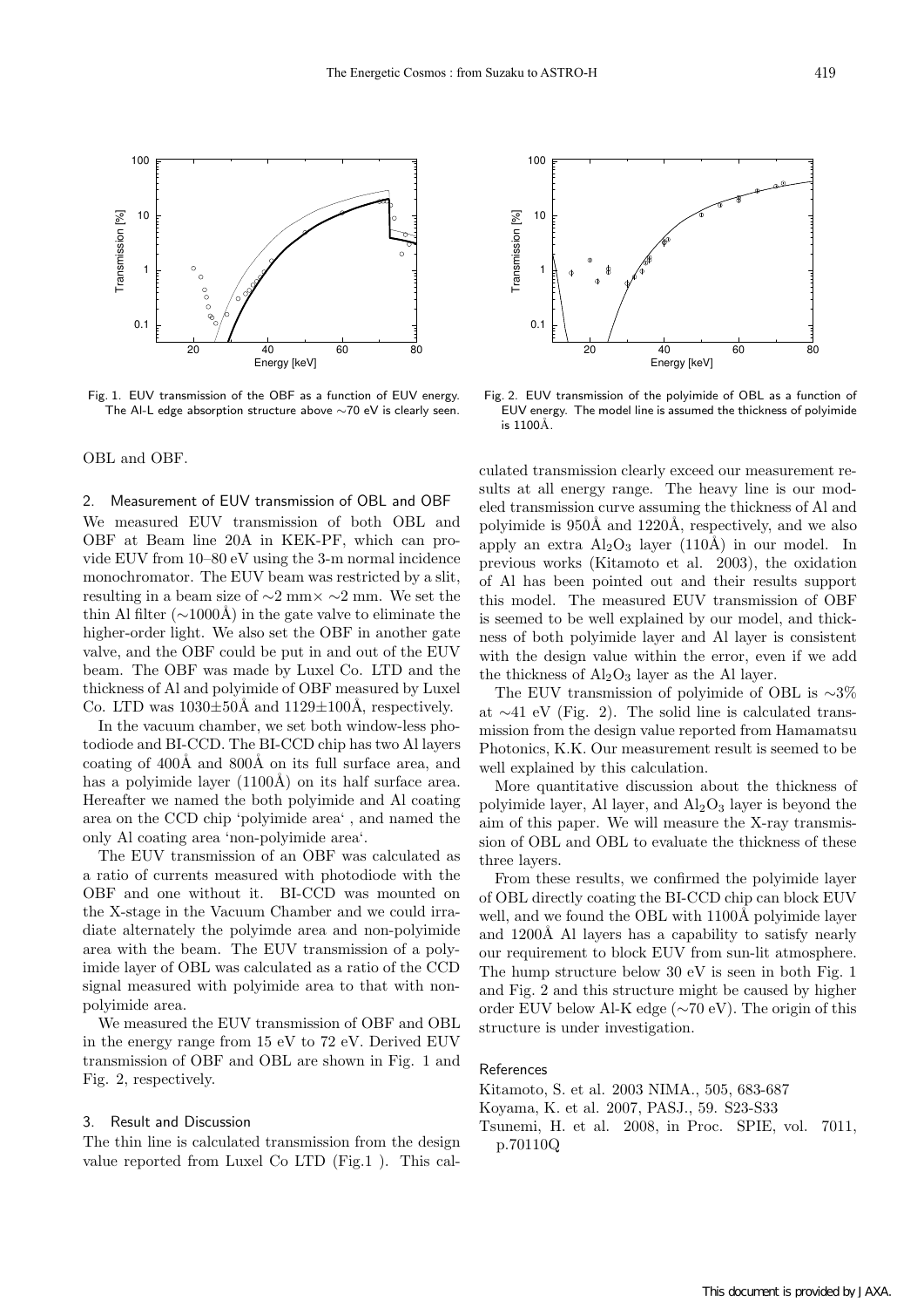100

10

1

0.1

Transmission [%]

20 40 60 80

Energy [keV]

Fig. 1. EUV transmission of the OBF as a function of EUV energy. The Al-L edge absorption structure above ∼70 eV is clearly seen.

100

10

1

0.1

Transmission [%]

20 40 60 80

Energy [keV]

Fig. 2. EUV transmission of the polyimide of OBL as a function of EUV energy. The model line is assumed the thickness of polyimide is 1100Å.

OBL and OBF.

## 2. Measurement of EUV transmission of OBL and OBF

We measured EUV transmission of both OBL and OBF at Beam line 20A in KEK-PF, which can provide EUV from 10–80 eV using the 3-m normal incidence monochromator. The EUV beam was restricted by a slit, resulting in a beam size of ∼2 mm× ∼2 mm. We set the thin Al filter (∼1000Å) in the gate valve to eliminate the higher-order light. We also set the OBF in another gate valve, and the OBF could be put in and out of the EUV beam. The OBF was made by Luxel Co. LTD and the thickness of Al and polyimide of OBF measured by Luxel Co. LTD was 1030±50Å and 1129±100Å, respectively.

In the vacuum chamber, we set both window-less photodiode and BI-CCD. The BI-CCD chip has two Al layers coating of 400Å and 800Å on its full surface area, and has a polyimide layer (1100Å) on its half surface area. Hereafter we named the both polyimide and Al coating area on the CCD chip 'polyimide area' , and named the only Al coating area 'non-polyimide area'.

The EUV transmission of an OBF was calculated as a ratio of currents measured with photodiode with the OBF and one without it. BI-CCD was mounted on the X-stage in the Vacuum Chamber and we could irradiate alternately the polyimde area and non-polyimide area with the beam. The EUV transmission of a polyimide layer of OBL was calculated as a ratio of the CCD signal measured with polyimide area to that with non-polyimide area.

We measured the EUV transmission of OBF and OBL in the energy range from 15 eV to 72 eV. Derived EUV transmission of OBF and OBL are shown in Fig. 1 and Fig. 2, respectively.

## 3. Result and Discussion

The thin line is calculated transmission from the design value reported from Luxel Co LTD (Fig.1 ). This calculated transmission clearly exceed our measurement results at all energy range. The heavy line is our modeled transmission curve assuming the thickness of Al and polyimide is 950Å and 1220Å, respectively, and we also apply an extra $Al_2O_3$ layer (110Å) in our model. In previous works (Kitamoto et al. 2003), the oxidation of Al has been pointed out and their results support this model. The measured EUV transmission of OBF is seemed to be well explained by our model, and thickness of both polyimide layer and Al layer is consistent with the design value within the error, even if we add the thickness of $Al_2O_3$ layer as the Al layer.

The EUV transmission of polyimide of OBL is ∼3% at ∼41 eV (Fig. 2). The solid line is calculated transmission from the design value reported from Hamamatsu Photonics, K.K. Our measurement result is seemed to be well explained by this calculation.

More quantitative discussion about the thickness of polyimide layer, Al layer, and $Al_2O_3$ layer is beyond the aim of this paper. We will measure the X-ray transmission of OBL and OBL to evaluate the thickness of these three layers.

From these results, we confirmed the polyimide layer of OBL directly coating the BI-CCD chip can block EUV well, and we found the OBL with 1100Å polyimide layer and 1200Å Al layers has a capability to satisfy nearly our requirement to block EUV from sun-lit atmosphere. The hump structure below 30 eV is seen in both Fig. 1 and Fig. 2 and this structure might be caused by higher order EUV below Al-K edge (∼70 eV). The origin of this structure is under investigation.

## References

Kitamoto, S. et al. 2003 NIMA., 505, 683-687

Koyama, K. et al. 2007, PASJ., 59. S23-S33

Tsunemi, H. et al. 2008, in Proc. SPIE, vol. 7011, p.70110Q